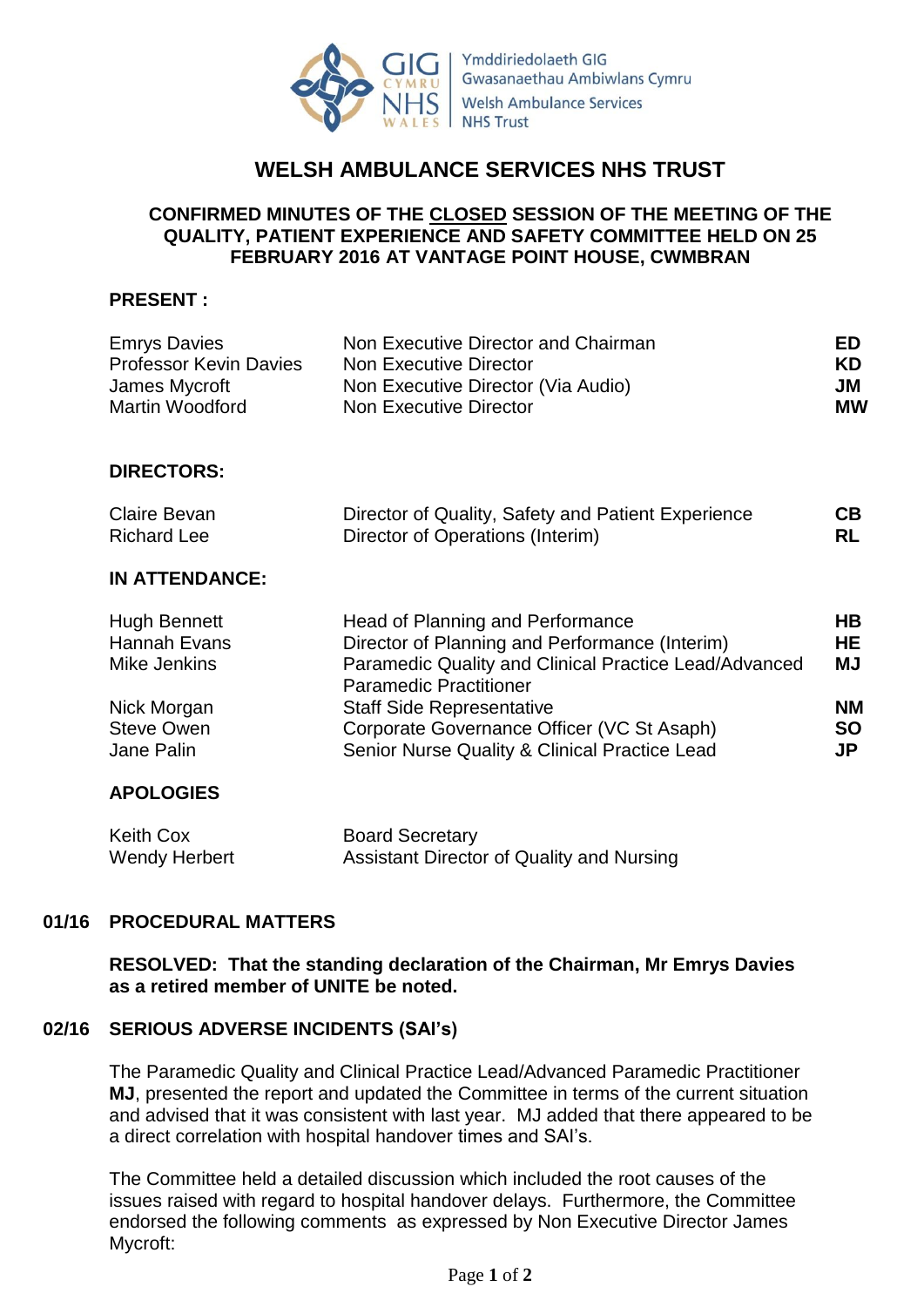Ymddiriedolaeth GIG Gwasanaethau Ambiwlans Cymru
Welsh Ambulance Services NHS Trust

# WELSH AMBULANCE SERVICES NHS TRUST

**CONFIRMED MINUTES OF THE CLOSED SESSION OF THE MEETING OF THE QUALITY, PATIENT EXPERIENCE AND SAFETY COMMITTEE HELD ON 25 FEBRUARY 2016 AT VANTAGE POINT HOUSE, CWMBRAN**

**PRESENT :**

| | | |
|---|---|---|
| Emrys Davies | Non Executive Director and Chairman | **ED** |
| Professor Kevin Davies | Non Executive Director | **KD** |
| James Mycroft | Non Executive Director (Via Audio) | **JM** |
| Martin Woodford | Non Executive Director | **MW** |

**DIRECTORS:**

| | | |
|---|---|---|
| Claire Bevan | Director of Quality, Safety and Patient Experience | **CB** |
| Richard Lee | Director of Operations (Interim) | **RL** |

**IN ATTENDANCE:**

| | | |
|---|---|---|
| Hugh Bennett | Head of Planning and Performance | **HB** |
| Hannah Evans | Director of Planning and Performance (Interim) | **HE** |
| Mike Jenkins | Paramedic Quality and Clinical Practice Lead/Advanced Paramedic Practitioner | **MJ** |
| Nick Morgan | Staff Side Representative | **NM** |
| Steve Owen | Corporate Governance Officer (VC St Asaph) | **SO** |
| Jane Palin | Senior Nurse Quality & Clinical Practice Lead | **JP** |

**APOLOGIES**

| | |
|---|---|
| Keith Cox | Board Secretary |
| Wendy Herbert | Assistant Director of Quality and Nursing |

## 01/16 PROCEDURAL MATTERS

**RESOLVED: That the standing declaration of the Chairman, Mr Emrys Davies as a retired member of UNITE be noted.**

## 02/16 SERIOUS ADVERSE INCIDENTS (SAI's)

The Paramedic Quality and Clinical Practice Lead/Advanced Paramedic Practitioner **MJ**, presented the report and updated the Committee in terms of the current situation and advised that it was consistent with last year. MJ added that there appeared to be a direct correlation with hospital handover times and SAI's.

The Committee held a detailed discussion which included the root causes of the issues raised with regard to hospital handover delays. Furthermore, the Committee endorsed the following comments as expressed by Non Executive Director James Mycroft: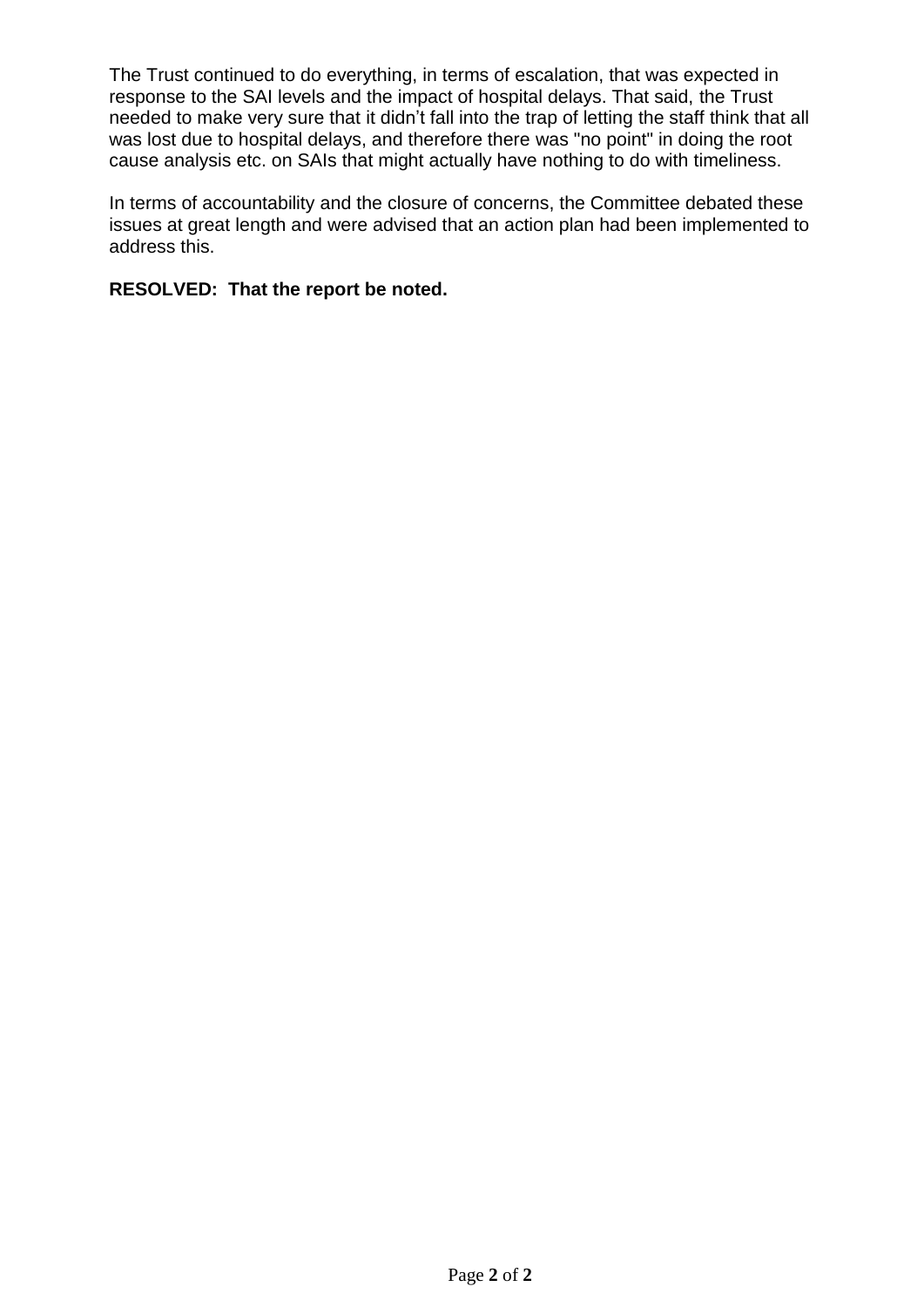The Trust continued to do everything, in terms of escalation, that was expected in response to the SAI levels and the impact of hospital delays. That said, the Trust needed to make very sure that it didn't fall into the trap of letting the staff think that all was lost due to hospital delays, and therefore there was "no point" in doing the root cause analysis etc. on SAIs that might actually have nothing to do with timeliness.

In terms of accountability and the closure of concerns, the Committee debated these issues at great length and were advised that an action plan had been implemented to address this.

**RESOLVED: That the report be noted.**